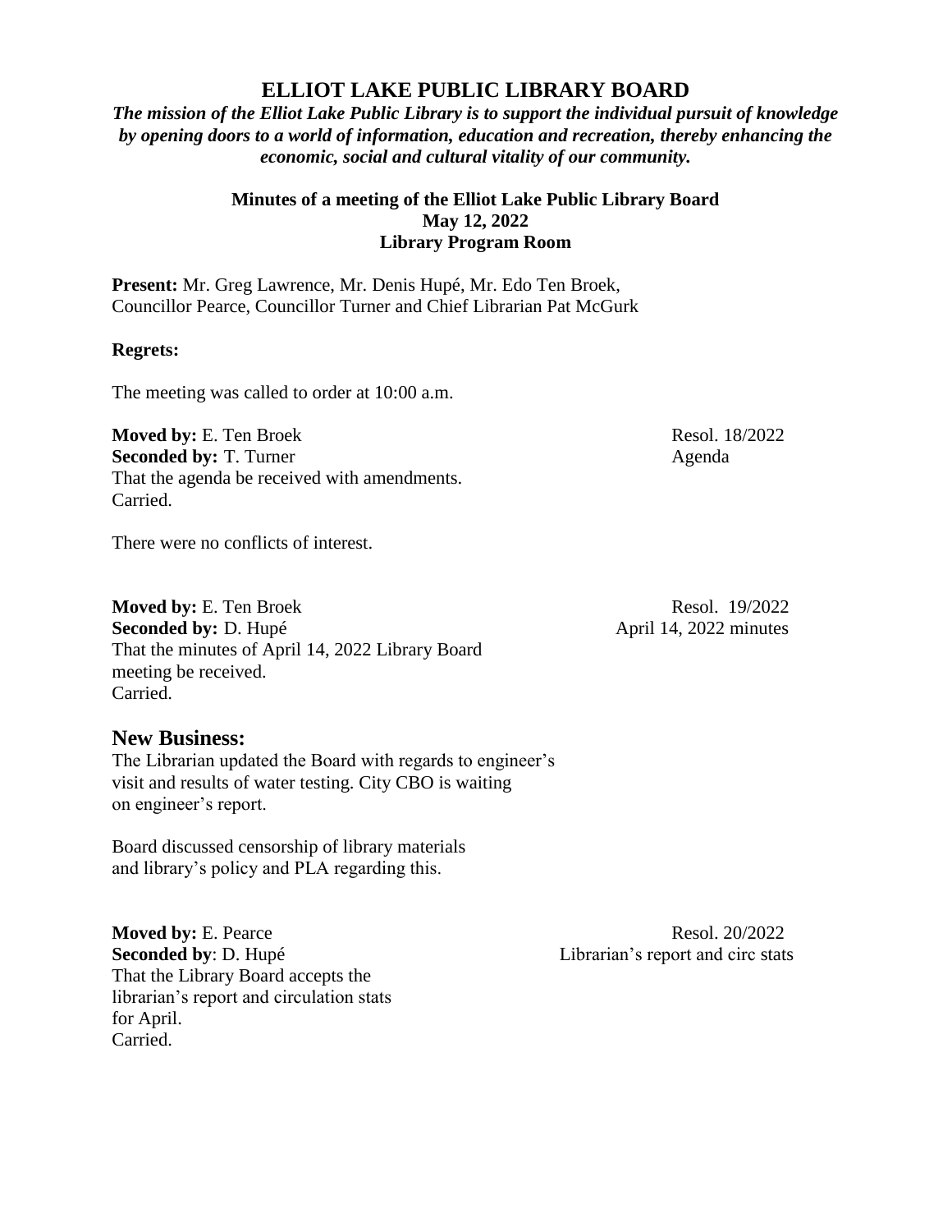# ELLIOT LAKE PUBLIC LIBRARY BOARD

***The mission of the Elliot Lake Public Library is to support the individual pursuit of knowledge by opening doors to a world of information, education and recreation, thereby enhancing the economic, social and cultural vitality of our community.***

**Minutes of a meeting of the Elliot Lake Public Library Board**
**May 12, 2022**
**Library Program Room**

**Present:** Mr. Greg Lawrence, Mr. Denis Hupé, Mr. Edo Ten Broek, Councillor Pearce, Councillor Turner and Chief Librarian Pat McGurk

**Regrets:**

The meeting was called to order at 10:00 a.m.

**Moved by:** E. Ten Broek — Resol. 18/2022
**Seconded by:** T. Turner — Agenda
That the agenda be received with amendments.
Carried.

There were no conflicts of interest.

**Moved by:** E. Ten Broek — Resol. 19/2022
**Seconded by:** D. Hupé — April 14, 2022 minutes
That the minutes of April 14, 2022 Library Board meeting be received.
Carried.

## New Business:

The Librarian updated the Board with regards to engineer's visit and results of water testing. City CBO is waiting on engineer's report.

Board discussed censorship of library materials and library's policy and PLA regarding this.

**Moved by:** E. Pearce — Resol. 20/2022
**Seconded by**: D. Hupé — Librarian's report and circ stats
That the Library Board accepts the librarian's report and circulation stats for April.
Carried.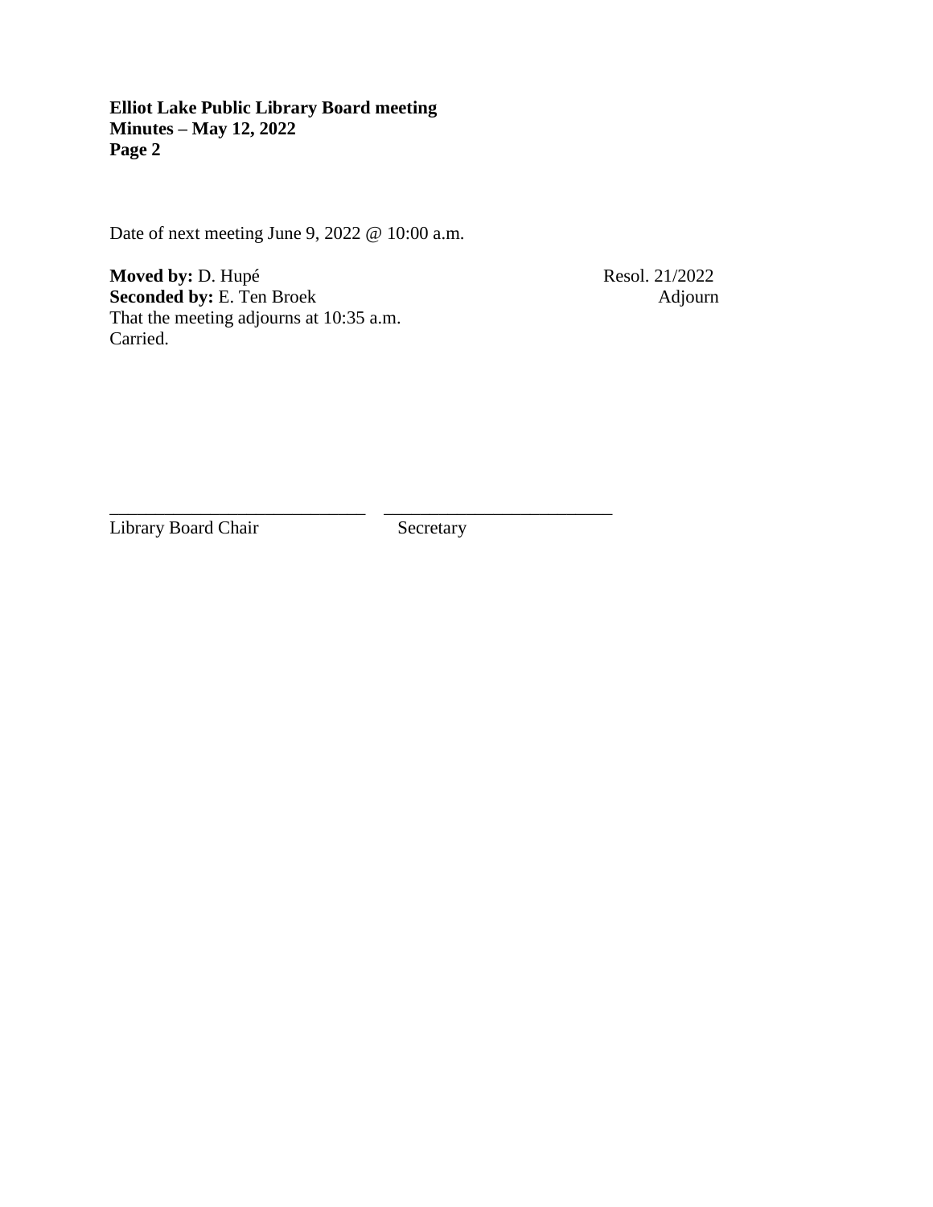Date of next meeting June 9, 2022 @ 10:00 a.m.

**Moved by:** D. Hupé  
**Seconded by:** E. Ten Broek  
That the meeting adjourns at 10:35 a.m.  
Carried.

Resol. 21/2022  
Adjourn

\_\_\_\_\_\_\_\_\_\_\_\_\_\_\_\_\_\_\_\_\_\_\_\_\_\_\_\_\_\_ \_\_\_\_\_\_\_\_\_\_\_\_\_\_\_\_\_\_\_\_\_\_\_\_\_\_\_\_\_\_

Library Board Chair Secretary